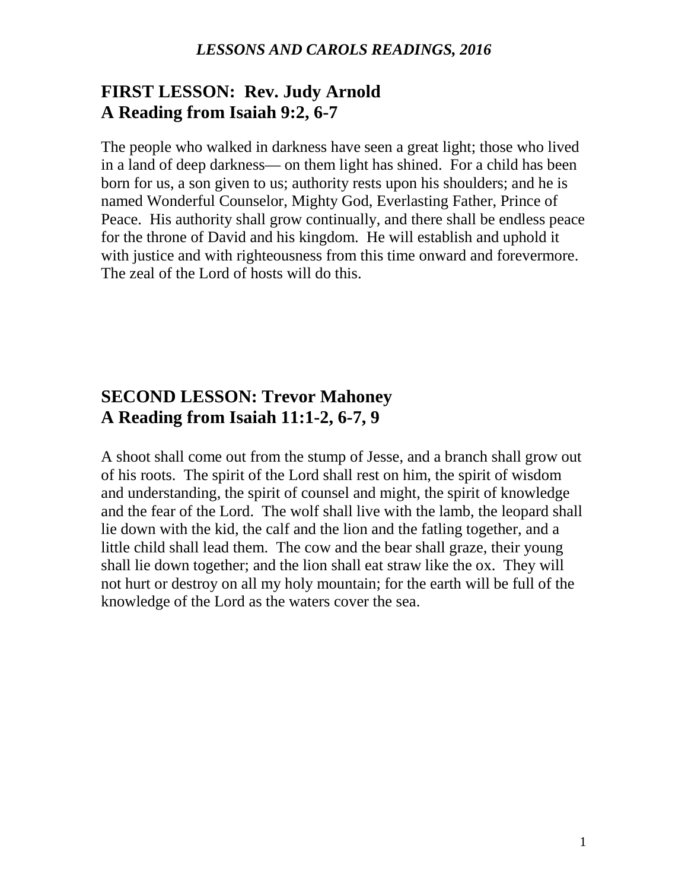*LESSONS AND CAROLS READINGS, 2016*

## FIRST LESSON: Rev. Judy Arnold
## A Reading from Isaiah 9:2, 6-7

The people who walked in darkness have seen a great light; those who lived in a land of deep darkness— on them light has shined. For a child has been born for us, a son given to us; authority rests upon his shoulders; and he is named Wonderful Counselor, Mighty God, Everlasting Father, Prince of Peace. His authority shall grow continually, and there shall be endless peace for the throne of David and his kingdom. He will establish and uphold it with justice and with righteousness from this time onward and forevermore. The zeal of the Lord of hosts will do this.

## SECOND LESSON: Trevor Mahoney
## A Reading from Isaiah 11:1-2, 6-7, 9

A shoot shall come out from the stump of Jesse, and a branch shall grow out of his roots. The spirit of the Lord shall rest on him, the spirit of wisdom and understanding, the spirit of counsel and might, the spirit of knowledge and the fear of the Lord. The wolf shall live with the lamb, the leopard shall lie down with the kid, the calf and the lion and the fatling together, and a little child shall lead them. The cow and the bear shall graze, their young shall lie down together; and the lion shall eat straw like the ox. They will not hurt or destroy on all my holy mountain; for the earth will be full of the knowledge of the Lord as the waters cover the sea.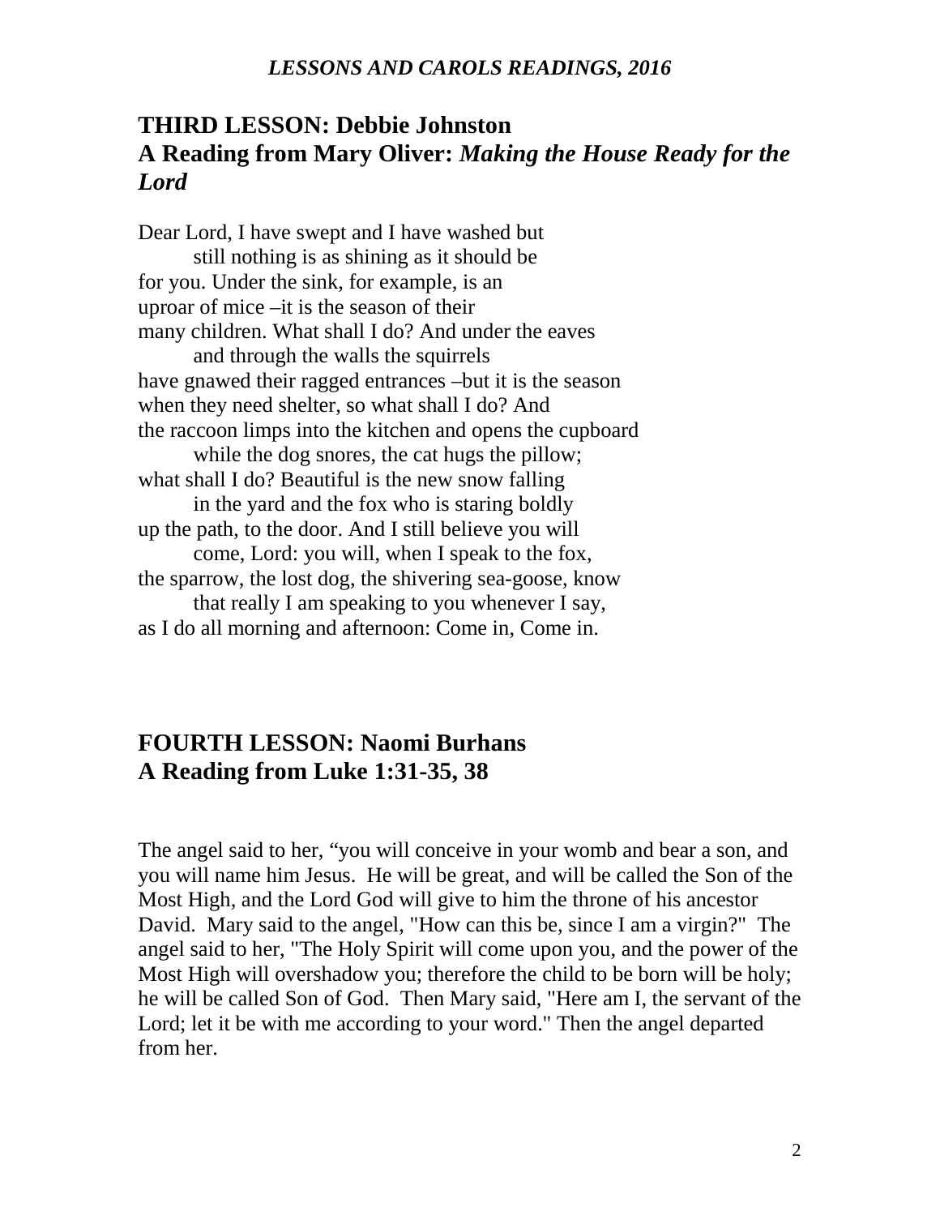## THIRD LESSON: Debbie Johnston
## A Reading from Mary Oliver: *Making the House Ready for the Lord*

Dear Lord, I have swept and I have washed but  
        still nothing is as shining as it should be  
for you. Under the sink, for example, is an  
uproar of mice –it is the season of their  
many children. What shall I do? And under the eaves  
        and through the walls the squirrels  
have gnawed their ragged entrances –but it is the season  
when they need shelter, so what shall I do? And  
the raccoon limps into the kitchen and opens the cupboard  
        while the dog snores, the cat hugs the pillow;  
what shall I do? Beautiful is the new snow falling  
        in the yard and the fox who is staring boldly  
up the path, to the door. And I still believe you will  
        come, Lord: you will, when I speak to the fox,  
the sparrow, the lost dog, the shivering sea-goose, know  
        that really I am speaking to you whenever I say,  
as I do all morning and afternoon: Come in, Come in.

## FOURTH LESSON: Naomi Burhans
## A Reading from Luke 1:31-35, 38

The angel said to her, "you will conceive in your womb and bear a son, and you will name him Jesus. He will be great, and will be called the Son of the Most High, and the Lord God will give to him the throne of his ancestor David. Mary said to the angel, "How can this be, since I am a virgin?" The angel said to her, "The Holy Spirit will come upon you, and the power of the Most High will overshadow you; therefore the child to be born will be holy; he will be called Son of God. Then Mary said, "Here am I, the servant of the Lord; let it be with me according to your word." Then the angel departed from her.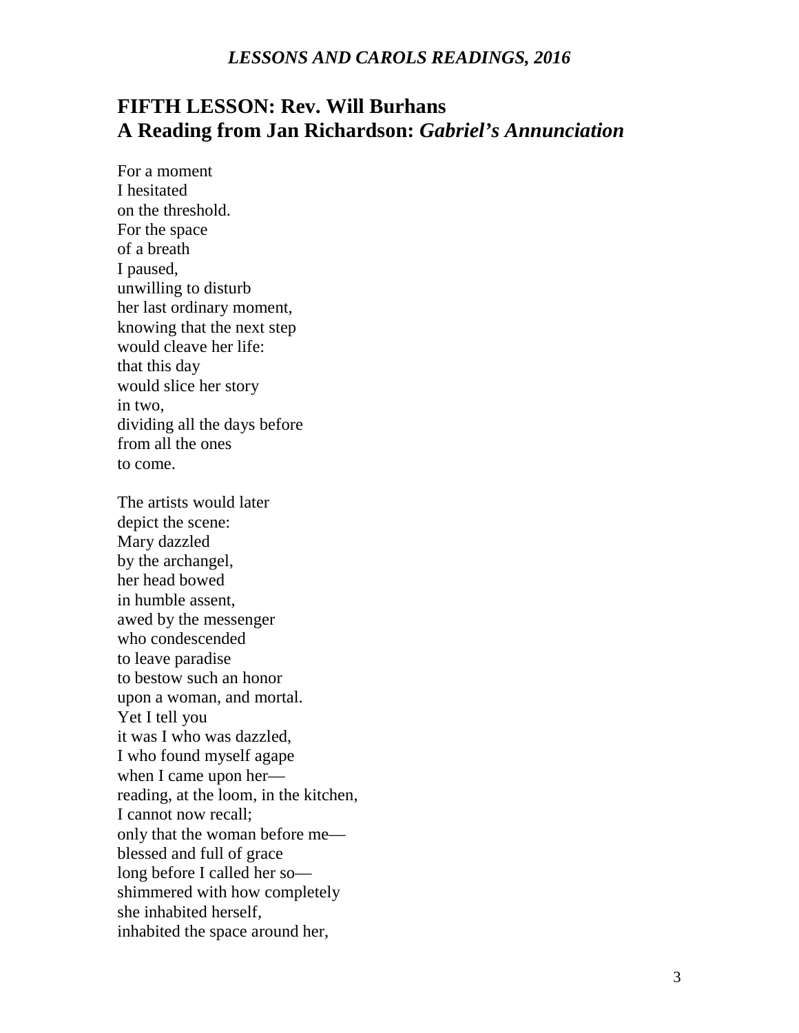## FIFTH LESSON: Rev. Will Burhans
## A Reading from Jan Richardson: *Gabriel's Annunciation*

For a moment  
I hesitated  
on the threshold.  
For the space  
of a breath  
I paused,  
unwilling to disturb  
her last ordinary moment,  
knowing that the next step  
would cleave her life:  
that this day  
would slice her story  
in two,  
dividing all the days before  
from all the ones  
to come.

The artists would later  
depict the scene:  
Mary dazzled  
by the archangel,  
her head bowed  
in humble assent,  
awed by the messenger  
who condescended  
to leave paradise  
to bestow such an honor  
upon a woman, and mortal.  
Yet I tell you  
it was I who was dazzled,  
I who found myself agape  
when I came upon her—  
reading, at the loom, in the kitchen,  
I cannot now recall;  
only that the woman before me—  
blessed and full of grace  
long before I called her so—  
shimmered with how completely  
she inhabited herself,  
inhabited the space around her,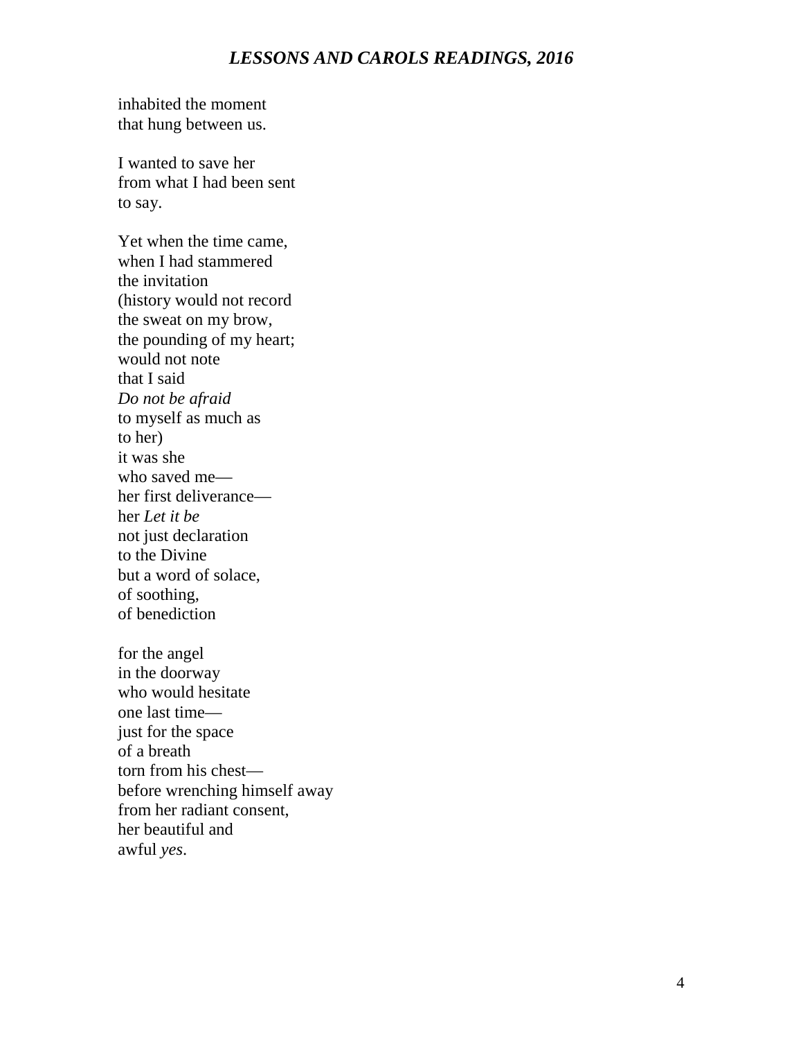inhabited the moment
that hung between us.

I wanted to save her
from what I had been sent
to say.

Yet when the time came,
when I had stammered
the invitation
(history would not record
the sweat on my brow,
the pounding of my heart;
would not note
that I said
*Do not be afraid*
to myself as much as
to her)
it was she
who saved me—
her first deliverance—
her *Let it be*
not just declaration
to the Divine
but a word of solace,
of soothing,
of benediction

for the angel
in the doorway
who would hesitate
one last time—
just for the space
of a breath
torn from his chest—
before wrenching himself away
from her radiant consent,
her beautiful and
awful *yes*.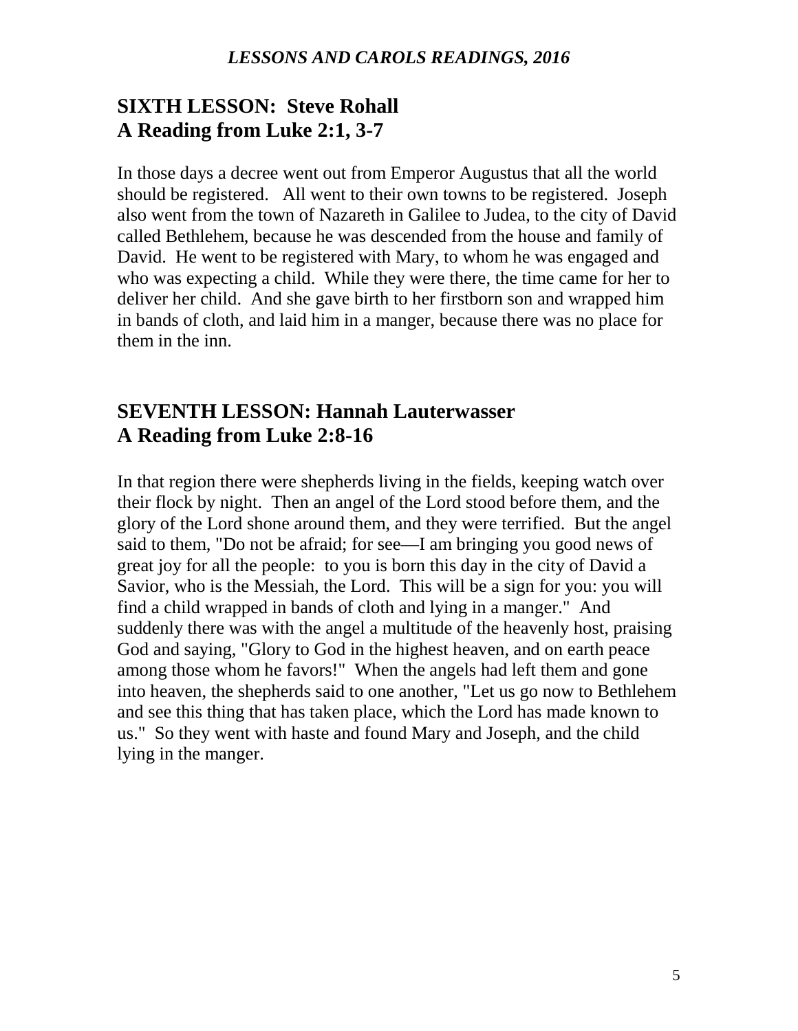## SIXTH LESSON: Steve Rohall
## A Reading from Luke 2:1, 3-7

In those days a decree went out from Emperor Augustus that all the world should be registered. All went to their own towns to be registered. Joseph also went from the town of Nazareth in Galilee to Judea, to the city of David called Bethlehem, because he was descended from the house and family of David. He went to be registered with Mary, to whom he was engaged and who was expecting a child. While they were there, the time came for her to deliver her child. And she gave birth to her firstborn son and wrapped him in bands of cloth, and laid him in a manger, because there was no place for them in the inn.

## SEVENTH LESSON: Hannah Lauterwasser
## A Reading from Luke 2:8-16

In that region there were shepherds living in the fields, keeping watch over their flock by night. Then an angel of the Lord stood before them, and the glory of the Lord shone around them, and they were terrified. But the angel said to them, "Do not be afraid; for see—I am bringing you good news of great joy for all the people: to you is born this day in the city of David a Savior, who is the Messiah, the Lord. This will be a sign for you: you will find a child wrapped in bands of cloth and lying in a manger." And suddenly there was with the angel a multitude of the heavenly host, praising God and saying, "Glory to God in the highest heaven, and on earth peace among those whom he favors!" When the angels had left them and gone into heaven, the shepherds said to one another, "Let us go now to Bethlehem and see this thing that has taken place, which the Lord has made known to us." So they went with haste and found Mary and Joseph, and the child lying in the manger.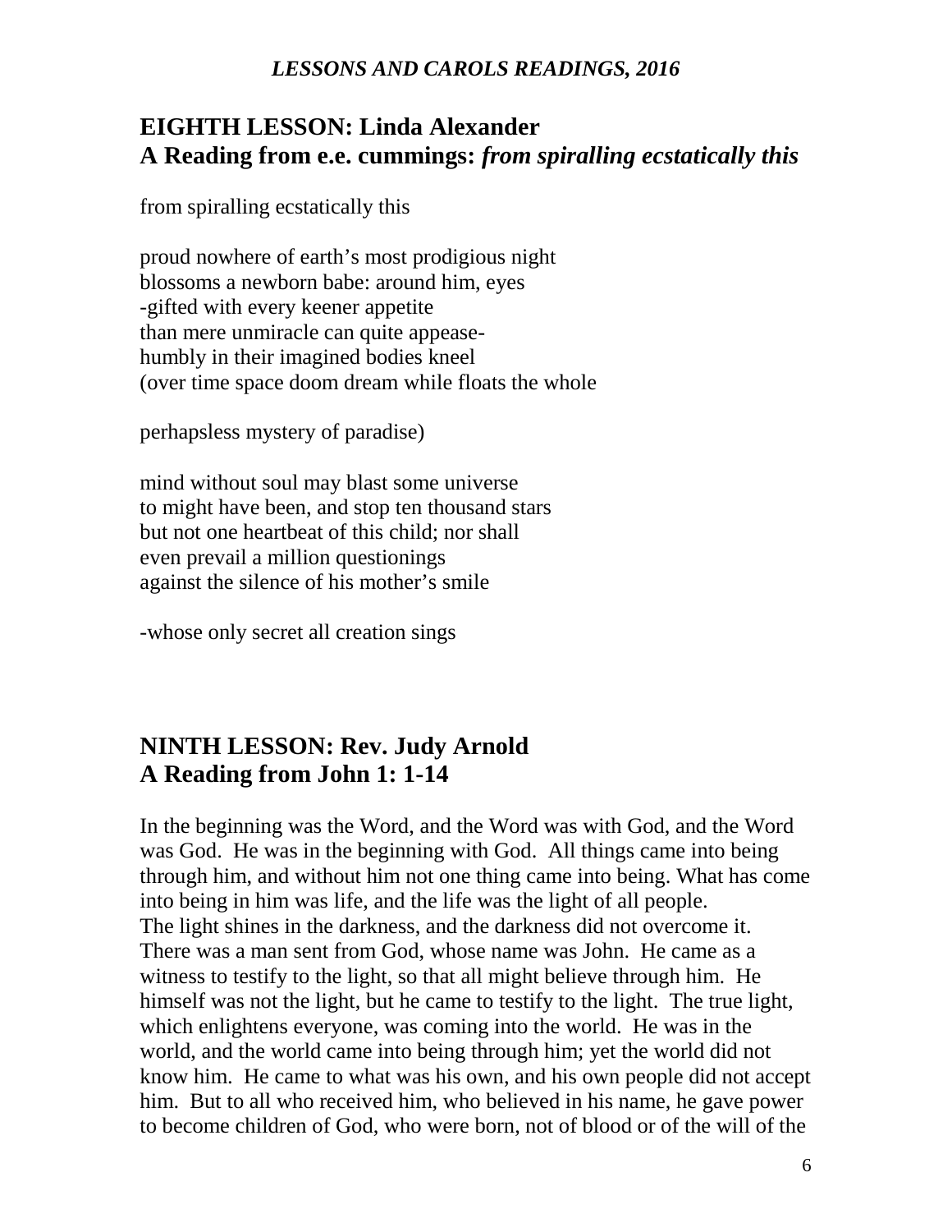## EIGHTH LESSON: Linda Alexander
## A Reading from e.e. cummings: *from spiralling ecstatically this*

from spiralling ecstatically this

proud nowhere of earth's most prodigious night  
blossoms a newborn babe: around him, eyes  
-gifted with every keener appetite  
than mere unmiracle can quite appease-  
humbly in their imagined bodies kneel  
(over time space doom dream while floats the whole

perhapsless mystery of paradise)

mind without soul may blast some universe  
to might have been, and stop ten thousand stars  
but not one heartbeat of this child; nor shall  
even prevail a million questionings  
against the silence of his mother's smile

-whose only secret all creation sings

## NINTH LESSON: Rev. Judy Arnold
## A Reading from John 1: 1-14

In the beginning was the Word, and the Word was with God, and the Word was God. He was in the beginning with God. All things came into being through him, and without him not one thing came into being. What has come into being in him was life, and the life was the light of all people.  
The light shines in the darkness, and the darkness did not overcome it.  
There was a man sent from God, whose name was John. He came as a witness to testify to the light, so that all might believe through him. He himself was not the light, but he came to testify to the light. The true light, which enlightens everyone, was coming into the world. He was in the world, and the world came into being through him; yet the world did not know him. He came to what was his own, and his own people did not accept him. But to all who received him, who believed in his name, he gave power to become children of God, who were born, not of blood or of the will of the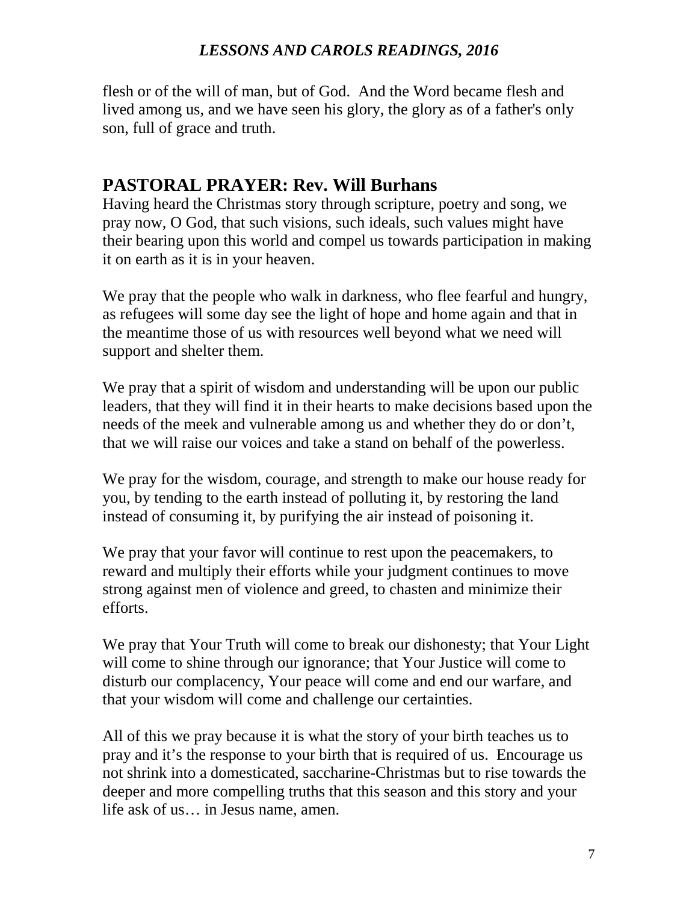flesh or of the will of man, but of God. And the Word became flesh and lived among us, and we have seen his glory, the glory as of a father's only son, full of grace and truth.

## PASTORAL PRAYER: Rev. Will Burhans

Having heard the Christmas story through scripture, poetry and song, we pray now, O God, that such visions, such ideals, such values might have their bearing upon this world and compel us towards participation in making it on earth as it is in your heaven.

We pray that the people who walk in darkness, who flee fearful and hungry, as refugees will some day see the light of hope and home again and that in the meantime those of us with resources well beyond what we need will support and shelter them.

We pray that a spirit of wisdom and understanding will be upon our public leaders, that they will find it in their hearts to make decisions based upon the needs of the meek and vulnerable among us and whether they do or don't, that we will raise our voices and take a stand on behalf of the powerless.

We pray for the wisdom, courage, and strength to make our house ready for you, by tending to the earth instead of polluting it, by restoring the land instead of consuming it, by purifying the air instead of poisoning it.

We pray that your favor will continue to rest upon the peacemakers, to reward and multiply their efforts while your judgment continues to move strong against men of violence and greed, to chasten and minimize their efforts.

We pray that Your Truth will come to break our dishonesty; that Your Light will come to shine through our ignorance; that Your Justice will come to disturb our complacency, Your peace will come and end our warfare, and that your wisdom will come and challenge our certainties.

All of this we pray because it is what the story of your birth teaches us to pray and it's the response to your birth that is required of us. Encourage us not shrink into a domesticated, saccharine-Christmas but to rise towards the deeper and more compelling truths that this season and this story and your life ask of us… in Jesus name, amen.